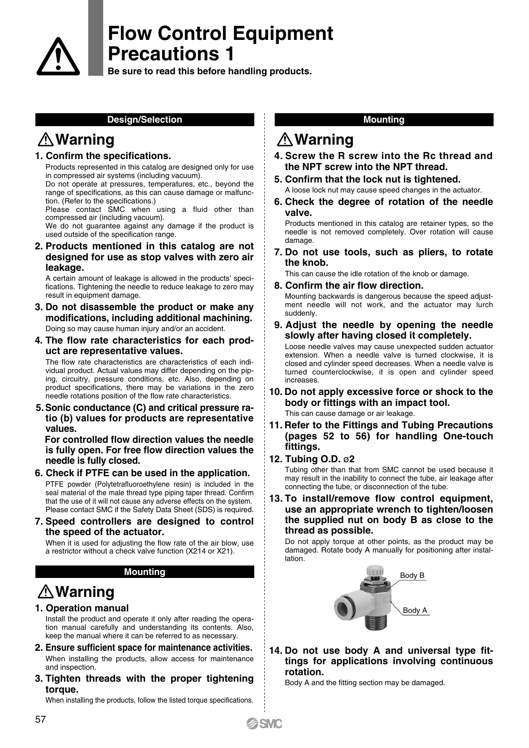# Flow Control Equipment Precautions 1

**Be sure to read this before handling products.**

## Design/Selection

### ⚠ Warning

**1. Confirm the specifications.**

Products represented in this catalog are designed only for use in compressed air systems (including vacuum).
Do not operate at pressures, temperatures, etc., beyond the range of specifications, as this can cause damage or malfunction. (Refer to the specifications.)
Please contact SMC when using a fluid other than compressed air (including vacuum).
We do not guarantee against any damage if the product is used outside of the specification range.

**2. Products mentioned in this catalog are not designed for use as stop valves with zero air leakage.**

A certain amount of leakage is allowed in the products' specifications. Tightening the needle to reduce leakage to zero may result in equipment damage.

**3. Do not disassemble the product or make any modifications, including additional machining.**

Doing so may cause human injury and/or an accident.

**4. The flow rate characteristics for each product are representative values.**

The flow rate characteristics are characteristics of each individual product. Actual values may differ depending on the piping, circuitry, pressure conditions, etc. Also, depending on product specifications, there may be variations in the zero needle rotations position of the flow rate characteristics.

**5. Sonic conductance (C) and critical pressure ratio (b) values for products are representative values.**

**For controlled flow direction values the needle is fully open. For free flow direction values the needle is fully closed.**

**6. Check if PTFE can be used in the application.**

PTFE powder (Polytetrafluoroethylene resin) is included in the seal material of the male thread type piping taper thread. Confirm that the use of it will not cause any adverse effects on the system. Please contact SMC if the Safety Data Sheet (SDS) is required.

**7. Speed controllers are designed to control the speed of the actuator.**

When it is used for adjusting the flow rate of the air blow, use a restrictor without a check valve function (X214 or X21).

## Mounting

### ⚠ Warning

**1. Operation manual**

Install the product and operate it only after reading the operation manual carefully and understanding its contents. Also, keep the manual where it can be referred to as necessary.

**2. Ensure sufficient space for maintenance activities.**

When installing the products, allow access for maintenance and inspection.

**3. Tighten threads with the proper tightening torque.**

When installing the products, follow the listed torque specifications.

## Mounting

### ⚠ Warning

**4. Screw the R screw into the Rc thread and the NPT screw into the NPT thread.**

**5. Confirm that the lock nut is tightened.**

A loose lock nut may cause speed changes in the actuator.

**6. Check the degree of rotation of the needle valve.**

Products mentioned in this catalog are retainer types, so the needle is not removed completely. Over rotation will cause damage.

**7. Do not use tools, such as pliers, to rotate the knob.**

This can cause the idle rotation of the knob or damage.

**8. Confirm the air flow direction.**

Mounting backwards is dangerous because the speed adjustment needle will not work, and the actuator may lurch suddenly.

**9. Adjust the needle by opening the needle slowly after having closed it completely.**

Loose needle valves may cause unexpected sudden actuator extension. When a needle valve is turned clockwise, it is closed and cylinder speed decreases. When a needle valve is turned counterclockwise, it is open and cylinder speed increases.

**10. Do not apply excessive force or shock to the body or fittings with an impact tool.**

This can cause damage or air leakage.

**11. Refer to the Fittings and Tubing Precautions (pages 52 to 56) for handling One-touch fittings.**

**12. Tubing O.D. ø2**

Tubing other than that from SMC cannot be used because it may result in the inability to connect the tube, air leakage after connecting the tube, or disconnection of the tube.

**13. To install/remove flow control equipment, use an appropriate wrench to tighten/loosen the supplied nut on body B as close to the thread as possible.**

Do not apply torque at other points, as the product may be damaged. Rotate body A manually for positioning after installation.

Body B

Body A

**14. Do not use body A and universal type fittings for applications involving continuous rotation.**

Body A and the fitting section may be damaged.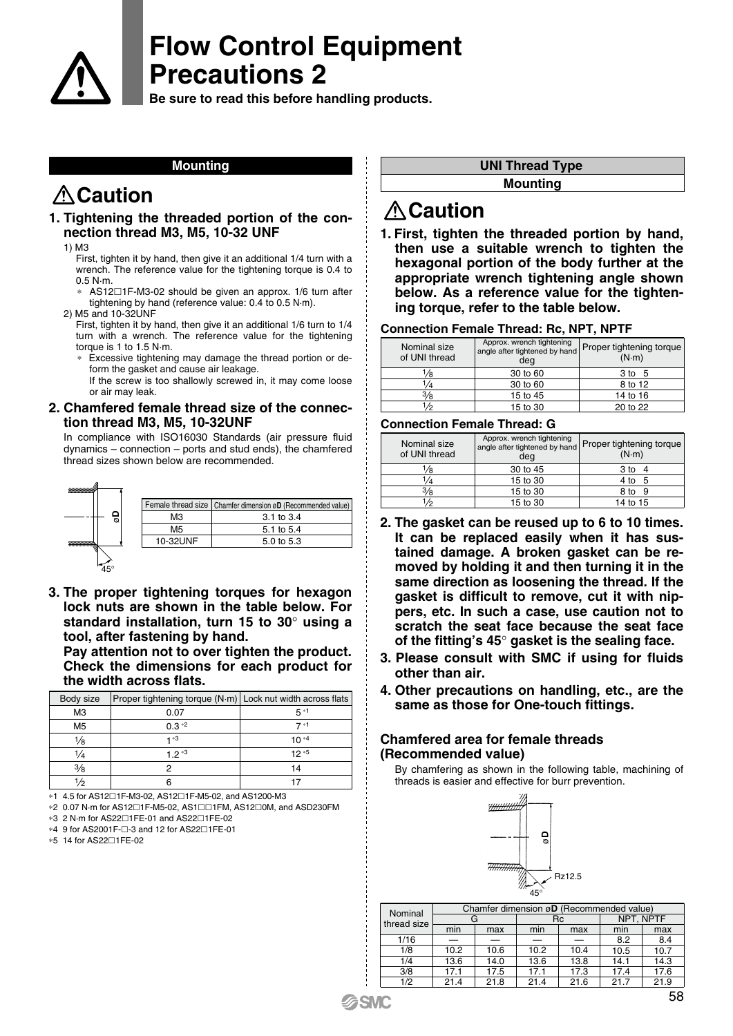# Flow Control Equipment Precautions 2

**Be sure to read this before handling products.**

## Mounting

### ⚠Caution

**1. Tightening the threaded portion of the connection thread M3, M5, 10-32 UNF**

1) M3

First, tighten it by hand, then give it an additional 1/4 turn with a wrench. The reference value for the tightening torque is 0.4 to 0.5 N·m.

∗ AS12□1F-M3-02 should be given an approx. 1/6 turn after tightening by hand (reference value: 0.4 to 0.5 N·m).

2) M5 and 10-32UNF

First, tighten it by hand, then give it an additional 1/6 turn to 1/4 turn with a wrench. The reference value for the tightening torque is 1 to 1.5 N·m.

∗ Excessive tightening may damage the thread portion or deform the gasket and cause air leakage.
If the screw is too shallowly screwed in, it may come loose or air may leak.

**2. Chamfered female thread size of the connection thread M3, M5, 10-32UNF**

In compliance with ISO16030 Standards (air pressure fluid dynamics – connection – ports and stud ends), the chamfered thread sizes shown below are recommended.

øD
45°

| Female thread size | Chamfer dimension ø**D** (Recommended value) |
|---|---|
| M3 | 3.1 to 3.4 |
| M5 | 5.1 to 5.4 |
| 10-32UNF | 5.0 to 5.3 |

**3. The proper tightening torques for hexagon lock nuts are shown in the table below. For standard installation, turn 15 to 30° using a tool, after fastening by hand.**
**Pay attention not to over tighten the product. Check the dimensions for each product for the width across flats.**

| Body size | Proper tightening torque (N·m) | Lock nut width across flats |
|---|---|---|
| M3 | 0.07 | 5 ∗1 |
| M5 | 0.3 ∗2 | 7 ∗1 |
| 1/8 | 1 ∗3 | 10 ∗4 |
| 1/4 | 1.2 ∗3 | 12 ∗5 |
| 3/8 | 2 | 14 |
| 1/2 | 6 | 17 |

∗1 4.5 for AS12□1F-M3-02, AS12□1F-M5-02, and AS1200-M3
∗2 0.07 N·m for AS12□1F-M5-02, AS1□□1FM, AS12□0M, and ASD230FM
∗3 2 N·m for AS22□1FE-01 and AS22□1FE-02
∗4 9 for AS2001F-□-3 and 12 for AS22□1FE-01
∗5 14 for AS22□1FE-02

## UNI Thread Type

## Mounting

### ⚠Caution

**1. First, tighten the threaded portion by hand, then use a suitable wrench to tighten the hexagonal portion of the body further at the appropriate wrench tightening angle shown below. As a reference value for the tightening torque, refer to the table below.**

**Connection Female Thread: Rc, NPT, NPTF**

| Nominal size of UNI thread | Approx. wrench tightening angle after tightened by hand deg | Proper tightening torque (N·m) |
|---|---|---|
| 1/8 | 30 to 60 | 3 to 5 |
| 1/4 | 30 to 60 | 8 to 12 |
| 3/8 | 15 to 45 | 14 to 16 |
| 1/2 | 15 to 30 | 20 to 22 |

**Connection Female Thread: G**

| Nominal size of UNI thread | Approx. wrench tightening angle after tightened by hand deg | Proper tightening torque (N·m) |
|---|---|---|
| 1/8 | 30 to 45 | 3 to 4 |
| 1/4 | 15 to 30 | 4 to 5 |
| 3/8 | 15 to 30 | 8 to 9 |
| 1/2 | 15 to 30 | 14 to 15 |

**2. The gasket can be reused up to 6 to 10 times. It can be replaced easily when it has sustained damage. A broken gasket can be removed by holding it and then turning it in the same direction as loosening the thread. If the gasket is difficult to remove, cut it with nippers, etc. In such a case, use caution not to scratch the seat face because the seat face of the fitting's 45° gasket is the sealing face.**

**3. Please consult with SMC if using for fluids other than air.**

**4. Other precautions on handling, etc., are the same as those for One-touch fittings.**

**Chamfered area for female threads (Recommended value)**

By chamfering as shown in the following table, machining of threads is easier and effective for burr prevention.

øD
Rz12.5
45°

| Nominal thread size | Chamfer dimension ø**D** (Recommended value) | | | | | |
|---|---|---|---|---|---|---|
| | G | | Rc | | NPT, NPTF | |
| | min | max | min | max | min | max |
| 1/16 | — | — | — | — | 8.2 | 8.4 |
| 1/8 | 10.2 | 10.6 | 10.2 | 10.4 | 10.5 | 10.7 |
| 1/4 | 13.6 | 14.0 | 13.6 | 13.8 | 14.1 | 14.3 |
| 3/8 | 17.1 | 17.5 | 17.1 | 17.3 | 17.4 | 17.6 |
| 1/2 | 21.4 | 21.8 | 21.4 | 21.6 | 21.7 | 21.9 |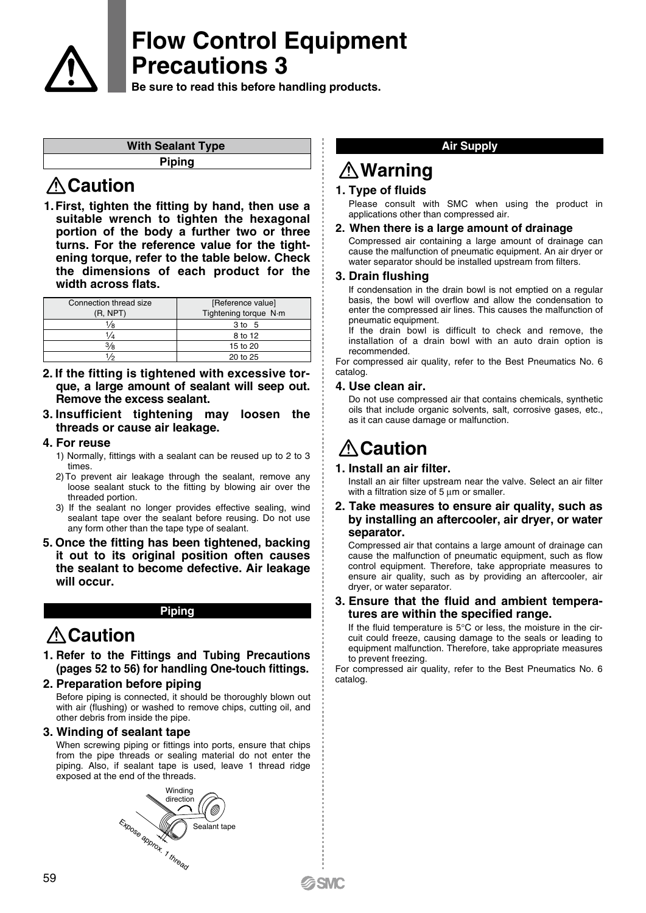# Flow Control Equipment Precautions 3

**Be sure to read this before handling products.**

**With Sealant Type**

**Piping**

## ⚠Caution

**1. First, tighten the fitting by hand, then use a suitable wrench to tighten the hexagonal portion of the body a further two or three turns. For the reference value for the tightening torque, refer to the table below. Check the dimensions of each product for the width across flats.**

| Connection thread size (R, NPT) | [Reference value] Tightening torque N·m |
|---|---|
| 1/8 | 3 to 5 |
| 1/4 | 8 to 12 |
| 3/8 | 15 to 20 |
| 1/2 | 20 to 25 |

**2. If the fitting is tightened with excessive torque, a large amount of sealant will seep out. Remove the excess sealant.**

**3. Insufficient tightening may loosen the threads or cause air leakage.**

**4. For reuse**

1) Normally, fittings with a sealant can be reused up to 2 to 3 times.
2) To prevent air leakage through the sealant, remove any loose sealant stuck to the fitting by blowing air over the threaded portion.
3) If the sealant no longer provides effective sealing, wind sealant tape over the sealant before reusing. Do not use any form other than the tape type of sealant.

**5. Once the fitting has been tightened, backing it out to its original position often causes the sealant to become defective. Air leakage will occur.**

**Piping**

## ⚠Caution

**1. Refer to the Fittings and Tubing Precautions (pages 52 to 56) for handling One-touch fittings.**

**2. Preparation before piping**

Before piping is connected, it should be thoroughly blown out with air (flushing) or washed to remove chips, cutting oil, and other debris from inside the pipe.

**3. Winding of sealant tape**

When screwing piping or fittings into ports, ensure that chips from the pipe threads or sealing material do not enter the piping. Also, if sealant tape is used, leave 1 thread ridge exposed at the end of the threads.

Winding direction

Sealant tape

Expose approx. 1 thread

**Air Supply**

## ⚠Warning

**1. Type of fluids**

Please consult with SMC when using the product in applications other than compressed air.

**2. When there is a large amount of drainage**

Compressed air containing a large amount of drainage can cause the malfunction of pneumatic equipment. An air dryer or water separator should be installed upstream from filters.

**3. Drain flushing**

If condensation in the drain bowl is not emptied on a regular basis, the bowl will overflow and allow the condensation to enter the compressed air lines. This causes the malfunction of pneumatic equipment.

If the drain bowl is difficult to check and remove, the installation of a drain bowl with an auto drain option is recommended.

For compressed air quality, refer to the Best Pneumatics No. 6 catalog.

**4. Use clean air.**

Do not use compressed air that contains chemicals, synthetic oils that include organic solvents, salt, corrosive gases, etc., as it can cause damage or malfunction.

## ⚠Caution

**1. Install an air filter.**

Install an air filter upstream near the valve. Select an air filter with a filtration size of 5 μm or smaller.

**2. Take measures to ensure air quality, such as by installing an aftercooler, air dryer, or water separator.**

Compressed air that contains a large amount of drainage can cause the malfunction of pneumatic equipment, such as flow control equipment. Therefore, take appropriate measures to ensure air quality, such as by providing an aftercooler, air dryer, or water separator.

**3. Ensure that the fluid and ambient temperatures are within the specified range.**

If the fluid temperature is 5°C or less, the moisture in the circuit could freeze, causing damage to the seals or leading to equipment malfunction. Therefore, take appropriate measures to prevent freezing.

For compressed air quality, refer to the Best Pneumatics No. 6 catalog.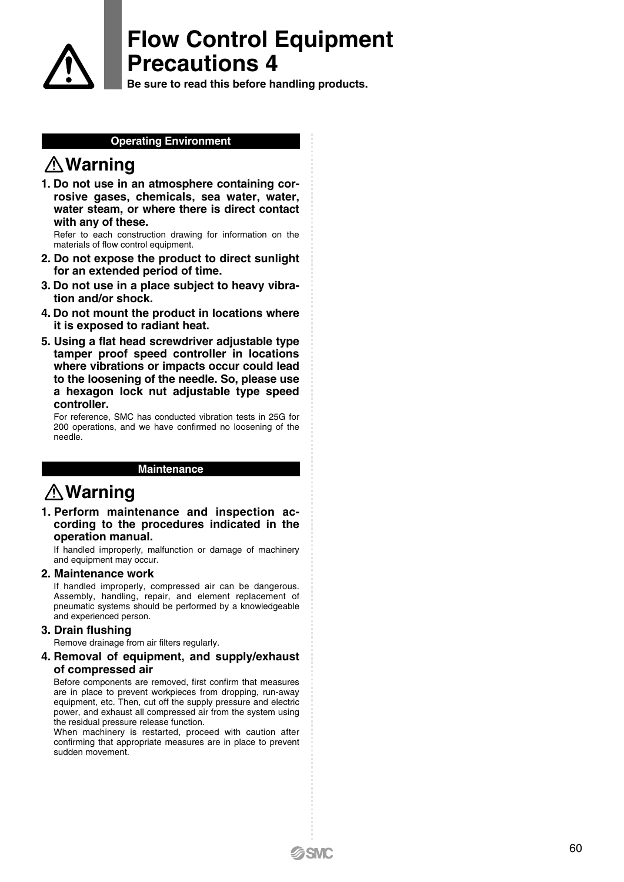# Flow Control Equipment Precautions 4

**Be sure to read this before handling products.**

## Operating Environment

### ⚠ Warning

1. **Do not use in an atmosphere containing corrosive gases, chemicals, sea water, water, water steam, or where there is direct contact with any of these.**

   Refer to each construction drawing for information on the materials of flow control equipment.

2. **Do not expose the product to direct sunlight for an extended period of time.**

3. **Do not use in a place subject to heavy vibration and/or shock.**

4. **Do not mount the product in locations where it is exposed to radiant heat.**

5. **Using a flat head screwdriver adjustable type tamper proof speed controller in locations where vibrations or impacts occur could lead to the loosening of the needle. So, please use a hexagon lock nut adjustable type speed controller.**

   For reference, SMC has conducted vibration tests in 25G for 200 operations, and we have confirmed no loosening of the needle.

## Maintenance

### ⚠ Warning

1. **Perform maintenance and inspection according to the procedures indicated in the operation manual.**

   If handled improperly, malfunction or damage of machinery and equipment may occur.

2. **Maintenance work**

   If handled improperly, compressed air can be dangerous. Assembly, handling, repair, and element replacement of pneumatic systems should be performed by a knowledgeable and experienced person.

3. **Drain flushing**

   Remove drainage from air filters regularly.

4. **Removal of equipment, and supply/exhaust of compressed air**

   Before components are removed, first confirm that measures are in place to prevent workpieces from dropping, run-away equipment, etc. Then, cut off the supply pressure and electric power, and exhaust all compressed air from the system using the residual pressure release function.

   When machinery is restarted, proceed with caution after confirming that appropriate measures are in place to prevent sudden movement.